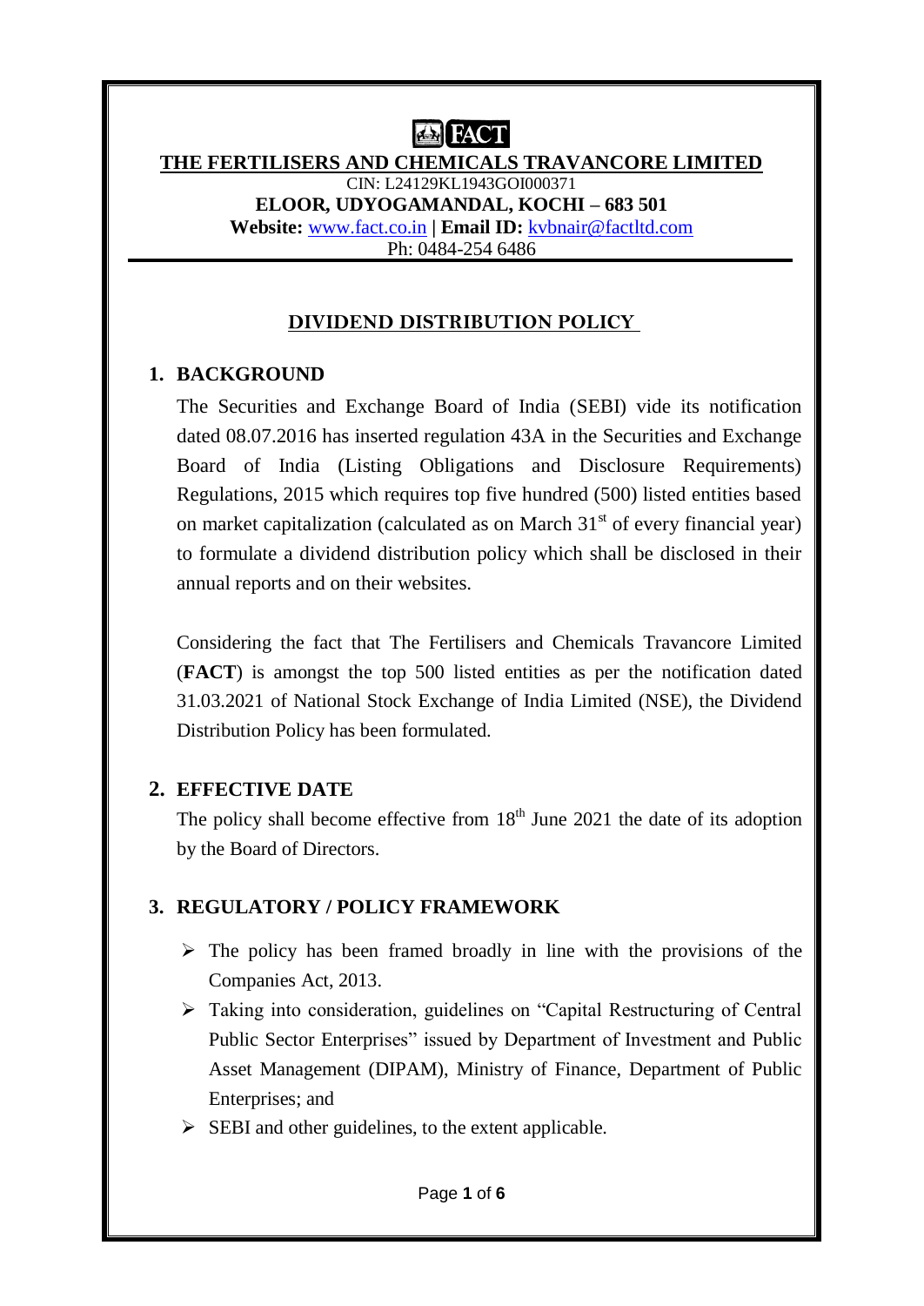FACT

# THE FERTILISERS AND CHEMICALS TRAVANCORE LIMITED

CIN: L24129KL1943GOI000371

**ELOOR, UDYOGAMANDAL, KOCHI – 683 501**

**Website:** www.fact.co.in | **Email ID:** kvbnair@factltd.com

Ph: 0484-254 6486

## DIVIDEND DISTRIBUTION POLICY

### 1. BACKGROUND

The Securities and Exchange Board of India (SEBI) vide its notification dated 08.07.2016 has inserted regulation 43A in the Securities and Exchange Board of India (Listing Obligations and Disclosure Requirements) Regulations, 2015 which requires top five hundred (500) listed entities based on market capitalization (calculated as on March 31st of every financial year) to formulate a dividend distribution policy which shall be disclosed in their annual reports and on their websites.

Considering the fact that The Fertilisers and Chemicals Travancore Limited (**FACT**) is amongst the top 500 listed entities as per the notification dated 31.03.2021 of National Stock Exchange of India Limited (NSE), the Dividend Distribution Policy has been formulated.

### 2. EFFECTIVE DATE

The policy shall become effective from 18th June 2021 the date of its adoption by the Board of Directors.

### 3. REGULATORY / POLICY FRAMEWORK

- The policy has been framed broadly in line with the provisions of the Companies Act, 2013.
- Taking into consideration, guidelines on "Capital Restructuring of Central Public Sector Enterprises" issued by Department of Investment and Public Asset Management (DIPAM), Ministry of Finance, Department of Public Enterprises; and
- SEBI and other guidelines, to the extent applicable.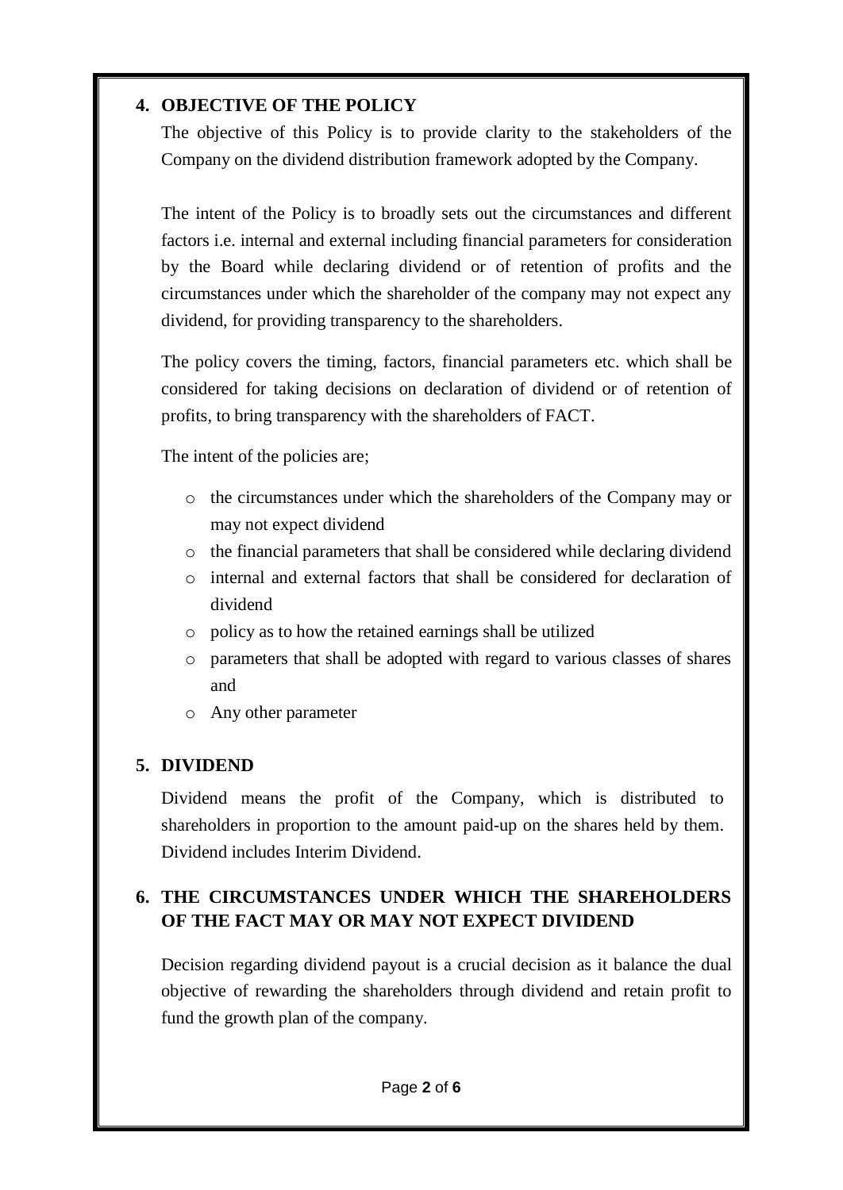## 4. OBJECTIVE OF THE POLICY

The objective of this Policy is to provide clarity to the stakeholders of the Company on the dividend distribution framework adopted by the Company.

The intent of the Policy is to broadly sets out the circumstances and different factors i.e. internal and external including financial parameters for consideration by the Board while declaring dividend or of retention of profits and the circumstances under which the shareholder of the company may not expect any dividend, for providing transparency to the shareholders.

The policy covers the timing, factors, financial parameters etc. which shall be considered for taking decisions on declaration of dividend or of retention of profits, to bring transparency with the shareholders of FACT.

The intent of the policies are;

- the circumstances under which the shareholders of the Company may or may not expect dividend
- the financial parameters that shall be considered while declaring dividend
- internal and external factors that shall be considered for declaration of dividend
- policy as to how the retained earnings shall be utilized
- parameters that shall be adopted with regard to various classes of shares and
- Any other parameter

## 5. DIVIDEND

Dividend means the profit of the Company, which is distributed to shareholders in proportion to the amount paid-up on the shares held by them. Dividend includes Interim Dividend.

## 6. THE CIRCUMSTANCES UNDER WHICH THE SHAREHOLDERS OF THE FACT MAY OR MAY NOT EXPECT DIVIDEND

Decision regarding dividend payout is a crucial decision as it balance the dual objective of rewarding the shareholders through dividend and retain profit to fund the growth plan of the company.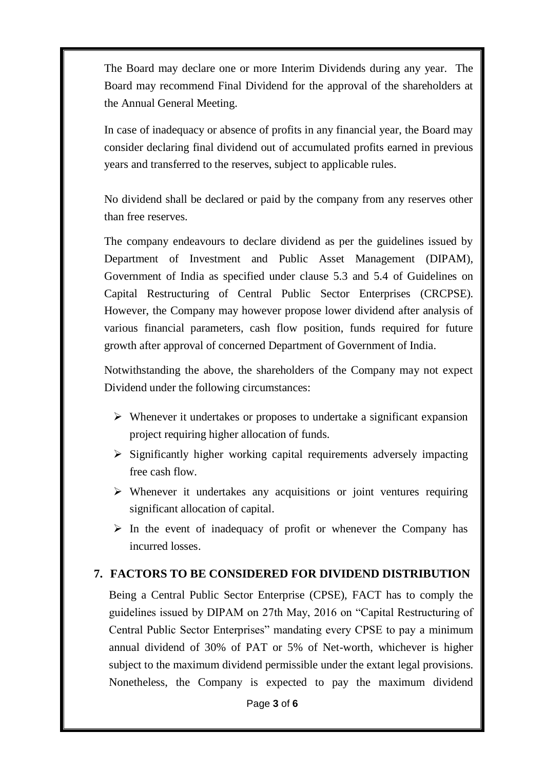The Board may declare one or more Interim Dividends during any year. The Board may recommend Final Dividend for the approval of the shareholders at the Annual General Meeting.

In case of inadequacy or absence of profits in any financial year, the Board may consider declaring final dividend out of accumulated profits earned in previous years and transferred to the reserves, subject to applicable rules.

No dividend shall be declared or paid by the company from any reserves other than free reserves.

The company endeavours to declare dividend as per the guidelines issued by Department of Investment and Public Asset Management (DIPAM), Government of India as specified under clause 5.3 and 5.4 of Guidelines on Capital Restructuring of Central Public Sector Enterprises (CRCPSE). However, the Company may however propose lower dividend after analysis of various financial parameters, cash flow position, funds required for future growth after approval of concerned Department of Government of India.

Notwithstanding the above, the shareholders of the Company may not expect Dividend under the following circumstances:

- Whenever it undertakes or proposes to undertake a significant expansion project requiring higher allocation of funds.
- Significantly higher working capital requirements adversely impacting free cash flow.
- Whenever it undertakes any acquisitions or joint ventures requiring significant allocation of capital.
- In the event of inadequacy of profit or whenever the Company has incurred losses.

## 7. FACTORS TO BE CONSIDERED FOR DIVIDEND DISTRIBUTION

Being a Central Public Sector Enterprise (CPSE), FACT has to comply the guidelines issued by DIPAM on 27th May, 2016 on "Capital Restructuring of Central Public Sector Enterprises" mandating every CPSE to pay a minimum annual dividend of 30% of PAT or 5% of Net-worth, whichever is higher subject to the maximum dividend permissible under the extant legal provisions. Nonetheless, the Company is expected to pay the maximum dividend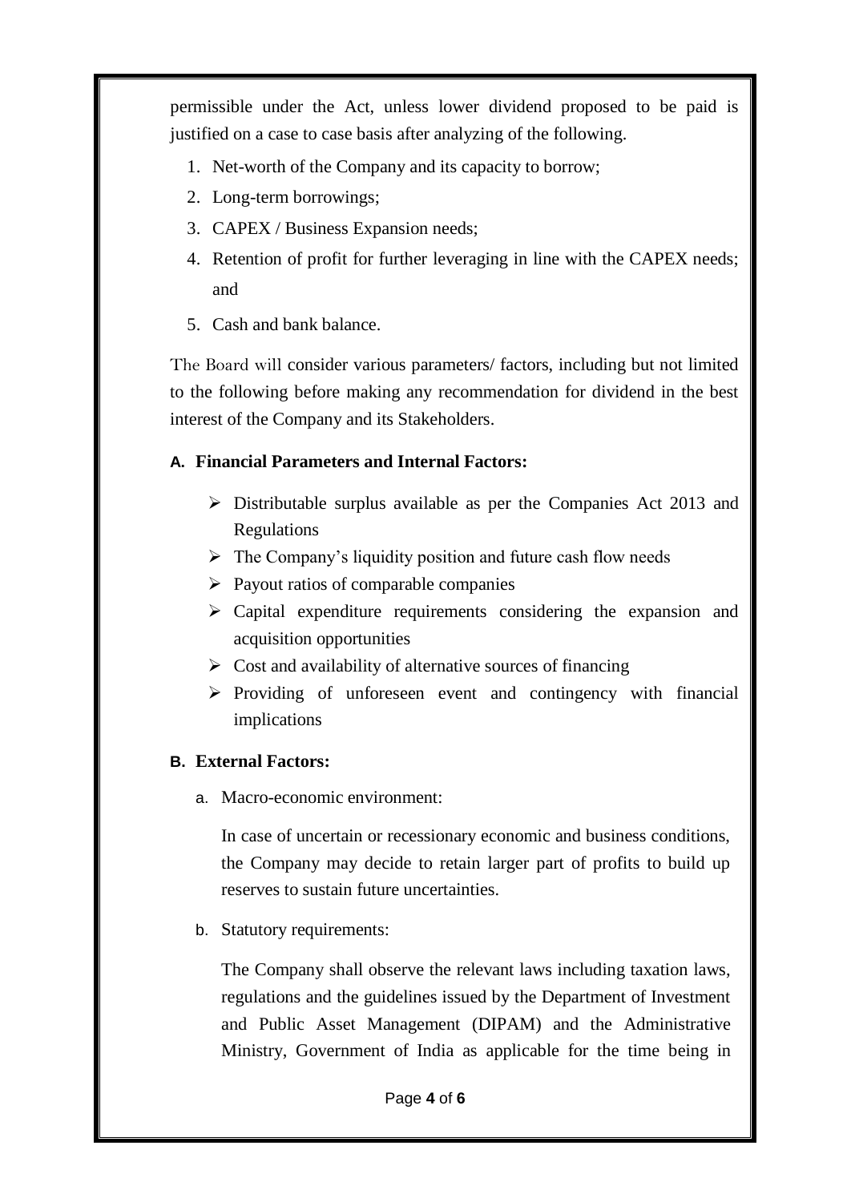permissible under the Act, unless lower dividend proposed to be paid is justified on a case to case basis after analyzing of the following.

1. Net-worth of the Company and its capacity to borrow;
2. Long-term borrowings;
3. CAPEX / Business Expansion needs;
4. Retention of profit for further leveraging in line with the CAPEX needs; and
5. Cash and bank balance.

The Board will consider various parameters/ factors, including but not limited to the following before making any recommendation for dividend in the best interest of the Company and its Stakeholders.

**A. Financial Parameters and Internal Factors:**

- Distributable surplus available as per the Companies Act 2013 and Regulations
- The Company's liquidity position and future cash flow needs
- Payout ratios of comparable companies
- Capital expenditure requirements considering the expansion and acquisition opportunities
- Cost and availability of alternative sources of financing
- Providing of unforeseen event and contingency with financial implications

**B. External Factors:**

a. Macro-economic environment:

In case of uncertain or recessionary economic and business conditions, the Company may decide to retain larger part of profits to build up reserves to sustain future uncertainties.

b. Statutory requirements:

The Company shall observe the relevant laws including taxation laws, regulations and the guidelines issued by the Department of Investment and Public Asset Management (DIPAM) and the Administrative Ministry, Government of India as applicable for the time being in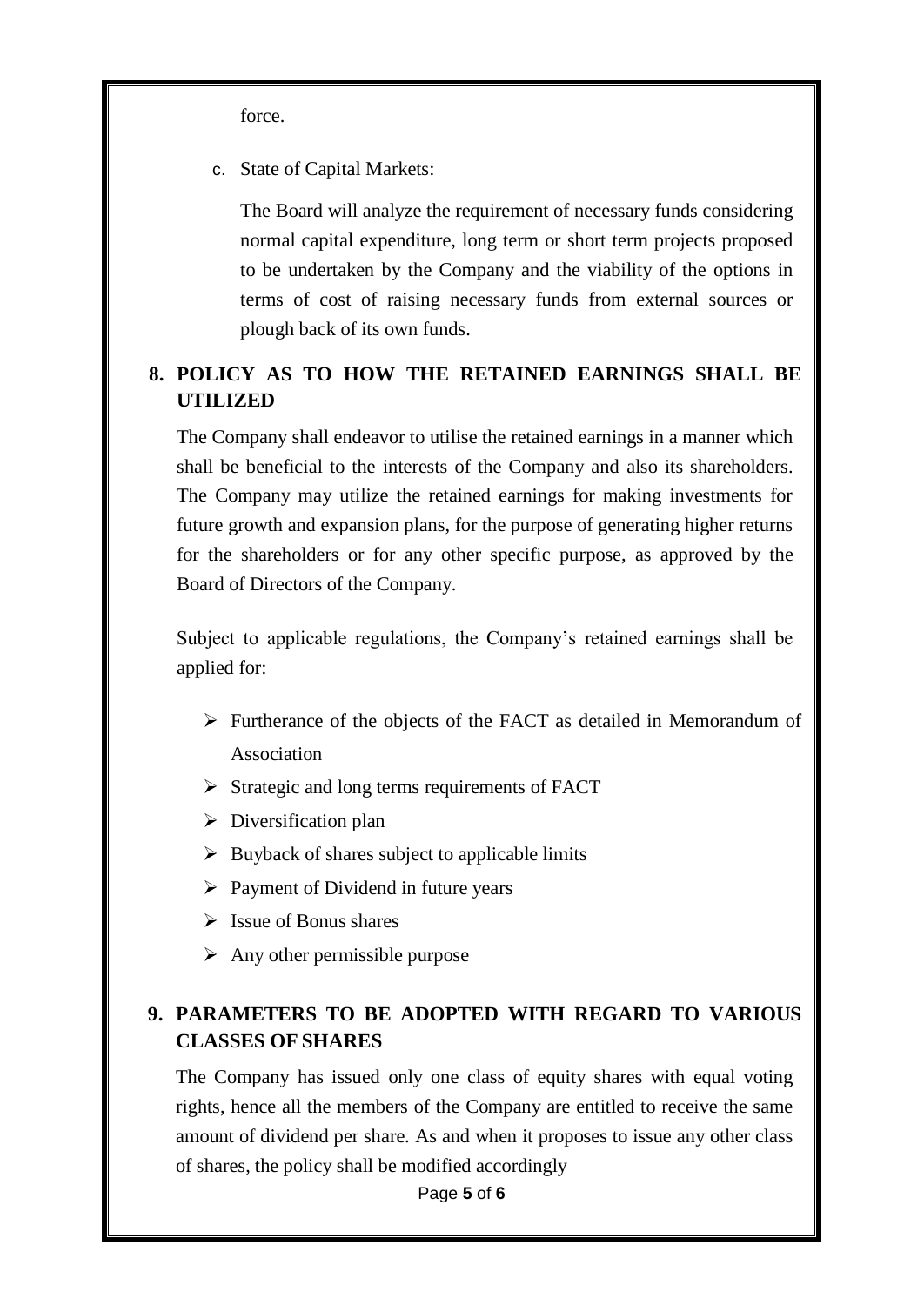force.

c. State of Capital Markets:

The Board will analyze the requirement of necessary funds considering normal capital expenditure, long term or short term projects proposed to be undertaken by the Company and the viability of the options in terms of cost of raising necessary funds from external sources or plough back of its own funds.

## 8. POLICY AS TO HOW THE RETAINED EARNINGS SHALL BE UTILIZED

The Company shall endeavor to utilise the retained earnings in a manner which shall be beneficial to the interests of the Company and also its shareholders. The Company may utilize the retained earnings for making investments for future growth and expansion plans, for the purpose of generating higher returns for the shareholders or for any other specific purpose, as approved by the Board of Directors of the Company.

Subject to applicable regulations, the Company's retained earnings shall be applied for:

- Furtherance of the objects of the FACT as detailed in Memorandum of Association
- Strategic and long terms requirements of FACT
- Diversification plan
- Buyback of shares subject to applicable limits
- Payment of Dividend in future years
- Issue of Bonus shares
- Any other permissible purpose

## 9. PARAMETERS TO BE ADOPTED WITH REGARD TO VARIOUS CLASSES OF SHARES

The Company has issued only one class of equity shares with equal voting rights, hence all the members of the Company are entitled to receive the same amount of dividend per share. As and when it proposes to issue any other class of shares, the policy shall be modified accordingly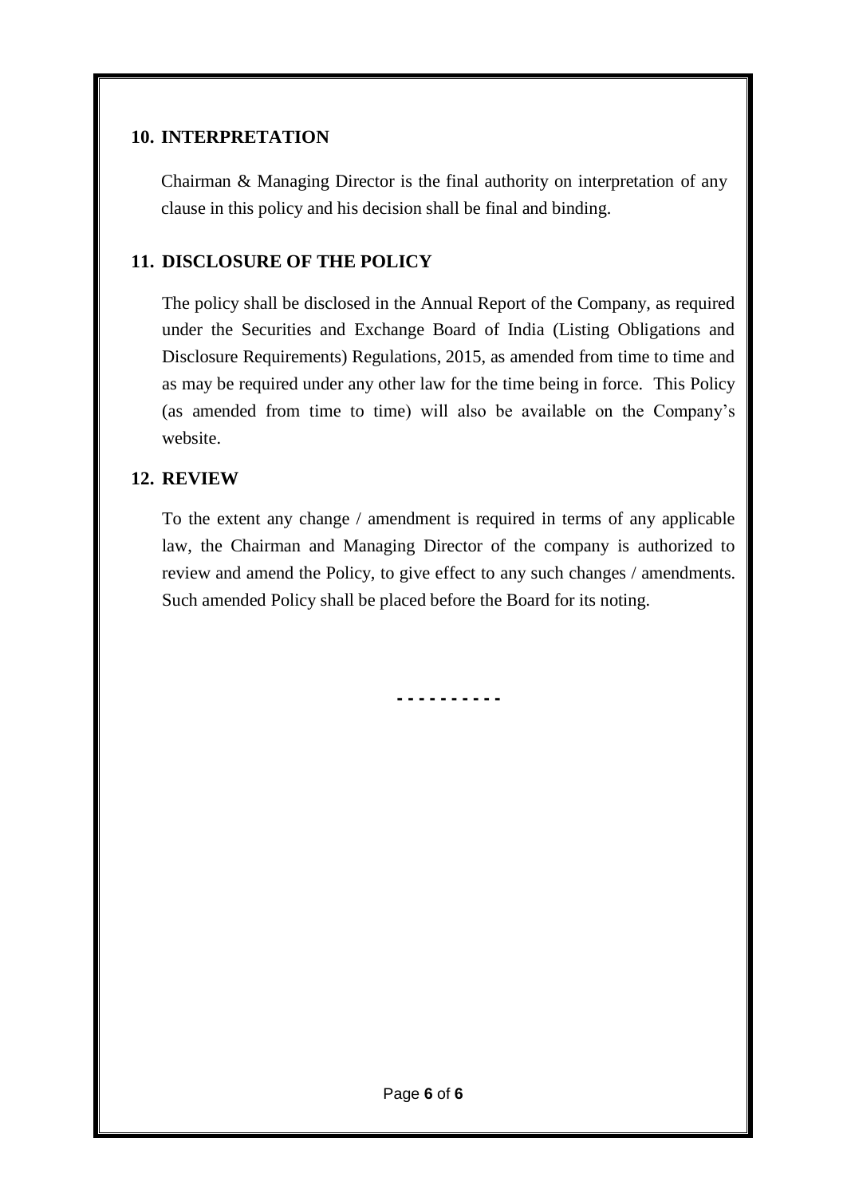## 10. INTERPRETATION

Chairman & Managing Director is the final authority on interpretation of any clause in this policy and his decision shall be final and binding.

## 11. DISCLOSURE OF THE POLICY

The policy shall be disclosed in the Annual Report of the Company, as required under the Securities and Exchange Board of India (Listing Obligations and Disclosure Requirements) Regulations, 2015, as amended from time to time and as may be required under any other law for the time being in force. This Policy (as amended from time to time) will also be available on the Company's website.

## 12. REVIEW

To the extent any change / amendment is required in terms of any applicable law, the Chairman and Managing Director of the company is authorized to review and amend the Policy, to give effect to any such changes / amendments. Such amended Policy shall be placed before the Board for its noting.

- - - - - - - - - -